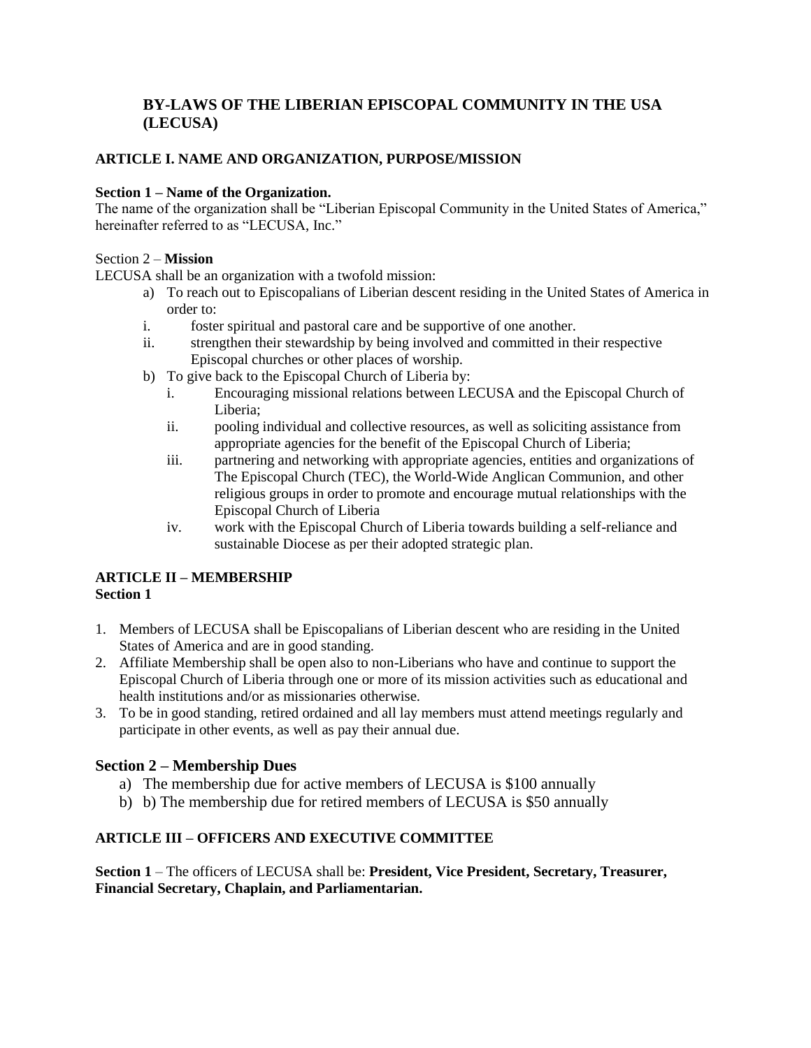# BY-LAWS OF THE LIBERIAN EPISCOPAL COMMUNITY IN THE USA (LECUSA)

## ARTICLE I. NAME AND ORGANIZATION, PURPOSE/MISSION

**Section 1 – Name of the Organization.**
The name of the organization shall be "Liberian Episcopal Community in the United States of America," hereinafter referred to as "LECUSA, Inc."

Section 2 – **Mission**
LECUSA shall be an organization with a twofold mission:

a) To reach out to Episcopalians of Liberian descent residing in the United States of America in order to:
   i. foster spiritual and pastoral care and be supportive of one another.
   ii. strengthen their stewardship by being involved and committed in their respective Episcopal churches or other places of worship.

b) To give back to the Episcopal Church of Liberia by:
   i. Encouraging missional relations between LECUSA and the Episcopal Church of Liberia;
   ii. pooling individual and collective resources, as well as soliciting assistance from appropriate agencies for the benefit of the Episcopal Church of Liberia;
   iii. partnering and networking with appropriate agencies, entities and organizations of The Episcopal Church (TEC), the World-Wide Anglican Communion, and other religious groups in order to promote and encourage mutual relationships with the Episcopal Church of Liberia
   iv. work with the Episcopal Church of Liberia towards building a self-reliance and sustainable Diocese as per their adopted strategic plan.

## ARTICLE II – MEMBERSHIP

**Section 1**

1. Members of LECUSA shall be Episcopalians of Liberian descent who are residing in the United States of America and are in good standing.
2. Affiliate Membership shall be open also to non-Liberians who have and continue to support the Episcopal Church of Liberia through one or more of its mission activities such as educational and health institutions and/or as missionaries otherwise.
3. To be in good standing, retired ordained and all lay members must attend meetings regularly and participate in other events, as well as pay their annual due.

### Section 2 – Membership Dues

a) The membership due for active members of LECUSA is $100 annually
b) b) The membership due for retired members of LECUSA is $50 annually

## ARTICLE III – OFFICERS AND EXECUTIVE COMMITTEE

**Section 1** – The officers of LECUSA shall be: **President, Vice President, Secretary, Treasurer, Financial Secretary, Chaplain, and Parliamentarian.**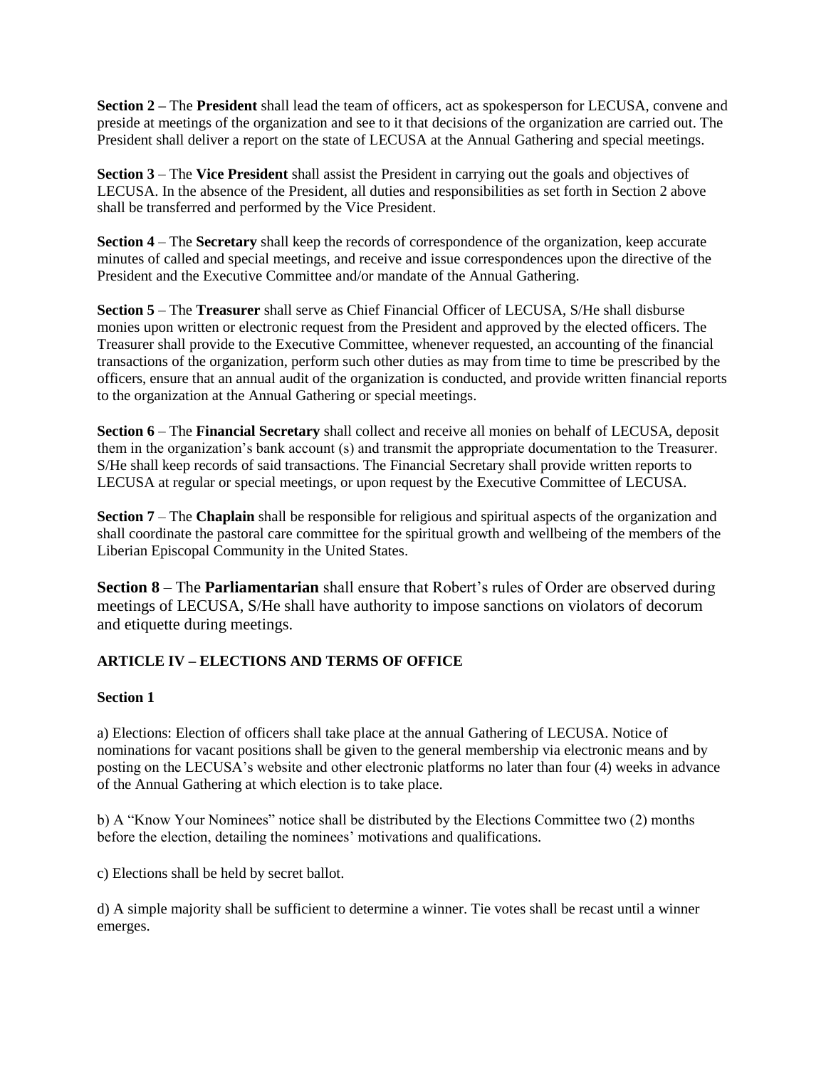**Section 2 –** The **President** shall lead the team of officers, act as spokesperson for LECUSA, convene and preside at meetings of the organization and see to it that decisions of the organization are carried out. The President shall deliver a report on the state of LECUSA at the Annual Gathering and special meetings.

**Section 3** – The **Vice President** shall assist the President in carrying out the goals and objectives of LECUSA. In the absence of the President, all duties and responsibilities as set forth in Section 2 above shall be transferred and performed by the Vice President.

**Section 4** – The **Secretary** shall keep the records of correspondence of the organization, keep accurate minutes of called and special meetings, and receive and issue correspondences upon the directive of the President and the Executive Committee and/or mandate of the Annual Gathering.

**Section 5** – The **Treasurer** shall serve as Chief Financial Officer of LECUSA, S/He shall disburse monies upon written or electronic request from the President and approved by the elected officers. The Treasurer shall provide to the Executive Committee, whenever requested, an accounting of the financial transactions of the organization, perform such other duties as may from time to time be prescribed by the officers, ensure that an annual audit of the organization is conducted, and provide written financial reports to the organization at the Annual Gathering or special meetings.

**Section 6** – The **Financial Secretary** shall collect and receive all monies on behalf of LECUSA, deposit them in the organization's bank account (s) and transmit the appropriate documentation to the Treasurer. S/He shall keep records of said transactions. The Financial Secretary shall provide written reports to LECUSA at regular or special meetings, or upon request by the Executive Committee of LECUSA.

**Section 7** – The **Chaplain** shall be responsible for religious and spiritual aspects of the organization and shall coordinate the pastoral care committee for the spiritual growth and wellbeing of the members of the Liberian Episcopal Community in the United States.

**Section 8** – The **Parliamentarian** shall ensure that Robert's rules of Order are observed during meetings of LECUSA, S/He shall have authority to impose sanctions on violators of decorum and etiquette during meetings.

## ARTICLE IV – ELECTIONS AND TERMS OF OFFICE

**Section 1**

a) Elections: Election of officers shall take place at the annual Gathering of LECUSA. Notice of nominations for vacant positions shall be given to the general membership via electronic means and by posting on the LECUSA's website and other electronic platforms no later than four (4) weeks in advance of the Annual Gathering at which election is to take place.

b) A "Know Your Nominees" notice shall be distributed by the Elections Committee two (2) months before the election, detailing the nominees' motivations and qualifications.

c) Elections shall be held by secret ballot.

d) A simple majority shall be sufficient to determine a winner. Tie votes shall be recast until a winner emerges.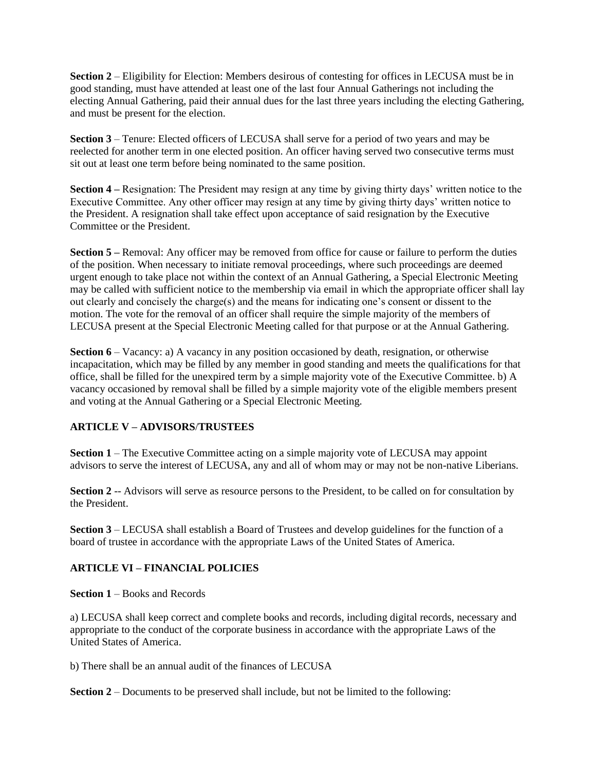**Section 2** – Eligibility for Election: Members desirous of contesting for offices in LECUSA must be in good standing, must have attended at least one of the last four Annual Gatherings not including the electing Annual Gathering, paid their annual dues for the last three years including the electing Gathering, and must be present for the election.

**Section 3** – Tenure: Elected officers of LECUSA shall serve for a period of two years and may be reelected for another term in one elected position. An officer having served two consecutive terms must sit out at least one term before being nominated to the same position.

**Section 4 –** Resignation: The President may resign at any time by giving thirty days' written notice to the Executive Committee. Any other officer may resign at any time by giving thirty days' written notice to the President. A resignation shall take effect upon acceptance of said resignation by the Executive Committee or the President.

**Section 5 –** Removal: Any officer may be removed from office for cause or failure to perform the duties of the position. When necessary to initiate removal proceedings, where such proceedings are deemed urgent enough to take place not within the context of an Annual Gathering, a Special Electronic Meeting may be called with sufficient notice to the membership via email in which the appropriate officer shall lay out clearly and concisely the charge(s) and the means for indicating one's consent or dissent to the motion. The vote for the removal of an officer shall require the simple majority of the members of LECUSA present at the Special Electronic Meeting called for that purpose or at the Annual Gathering.

**Section 6** – Vacancy: a) A vacancy in any position occasioned by death, resignation, or otherwise incapacitation, which may be filled by any member in good standing and meets the qualifications for that office, shall be filled for the unexpired term by a simple majority vote of the Executive Committee. b) A vacancy occasioned by removal shall be filled by a simple majority vote of the eligible members present and voting at the Annual Gathering or a Special Electronic Meeting.

## ARTICLE V – ADVISORS/TRUSTEES

**Section 1** – The Executive Committee acting on a simple majority vote of LECUSA may appoint advisors to serve the interest of LECUSA, any and all of whom may or may not be non-native Liberians.

**Section 2** -- Advisors will serve as resource persons to the President, to be called on for consultation by the President.

**Section 3** – LECUSA shall establish a Board of Trustees and develop guidelines for the function of a board of trustee in accordance with the appropriate Laws of the United States of America.

## ARTICLE VI – FINANCIAL POLICIES

**Section 1** – Books and Records

a) LECUSA shall keep correct and complete books and records, including digital records, necessary and appropriate to the conduct of the corporate business in accordance with the appropriate Laws of the United States of America.

b) There shall be an annual audit of the finances of LECUSA

**Section 2** – Documents to be preserved shall include, but not be limited to the following: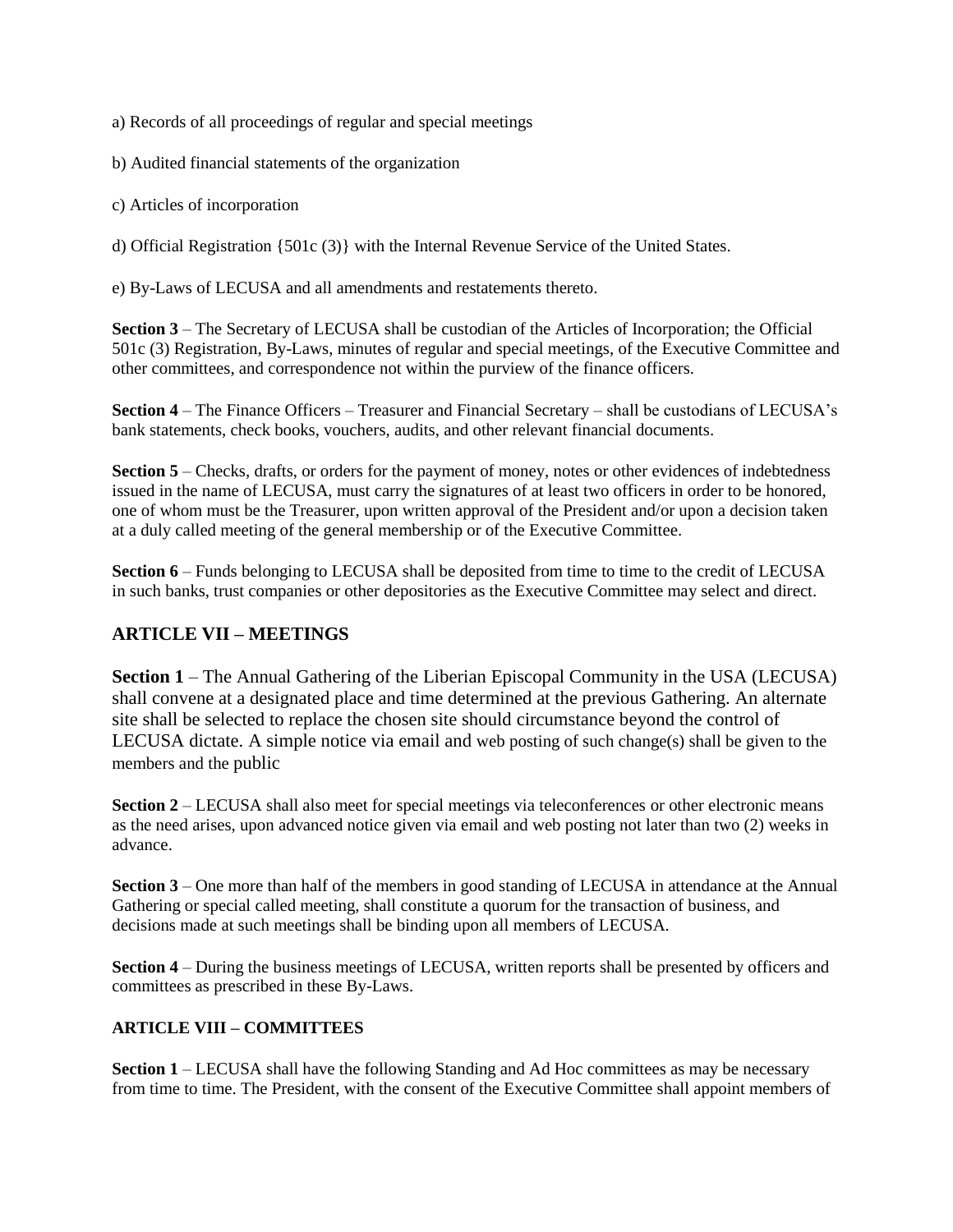a) Records of all proceedings of regular and special meetings

b) Audited financial statements of the organization

c) Articles of incorporation

d) Official Registration {501c (3)} with the Internal Revenue Service of the United States.

e) By-Laws of LECUSA and all amendments and restatements thereto.

**Section 3** – The Secretary of LECUSA shall be custodian of the Articles of Incorporation; the Official 501c (3) Registration, By-Laws, minutes of regular and special meetings, of the Executive Committee and other committees, and correspondence not within the purview of the finance officers.

**Section 4** – The Finance Officers – Treasurer and Financial Secretary – shall be custodians of LECUSA's bank statements, check books, vouchers, audits, and other relevant financial documents.

**Section 5** – Checks, drafts, or orders for the payment of money, notes or other evidences of indebtedness issued in the name of LECUSA, must carry the signatures of at least two officers in order to be honored, one of whom must be the Treasurer, upon written approval of the President and/or upon a decision taken at a duly called meeting of the general membership or of the Executive Committee.

**Section 6** – Funds belonging to LECUSA shall be deposited from time to time to the credit of LECUSA in such banks, trust companies or other depositories as the Executive Committee may select and direct.

## ARTICLE VII – MEETINGS

**Section 1** – The Annual Gathering of the Liberian Episcopal Community in the USA (LECUSA) shall convene at a designated place and time determined at the previous Gathering. An alternate site shall be selected to replace the chosen site should circumstance beyond the control of LECUSA dictate. A simple notice via email and web posting of such change(s) shall be given to the members and the public

**Section 2** – LECUSA shall also meet for special meetings via teleconferences or other electronic means as the need arises, upon advanced notice given via email and web posting not later than two (2) weeks in advance.

**Section 3** – One more than half of the members in good standing of LECUSA in attendance at the Annual Gathering or special called meeting, shall constitute a quorum for the transaction of business, and decisions made at such meetings shall be binding upon all members of LECUSA.

**Section 4** – During the business meetings of LECUSA, written reports shall be presented by officers and committees as prescribed in these By-Laws.

### ARTICLE VIII – COMMITTEES

**Section 1** – LECUSA shall have the following Standing and Ad Hoc committees as may be necessary from time to time. The President, with the consent of the Executive Committee shall appoint members of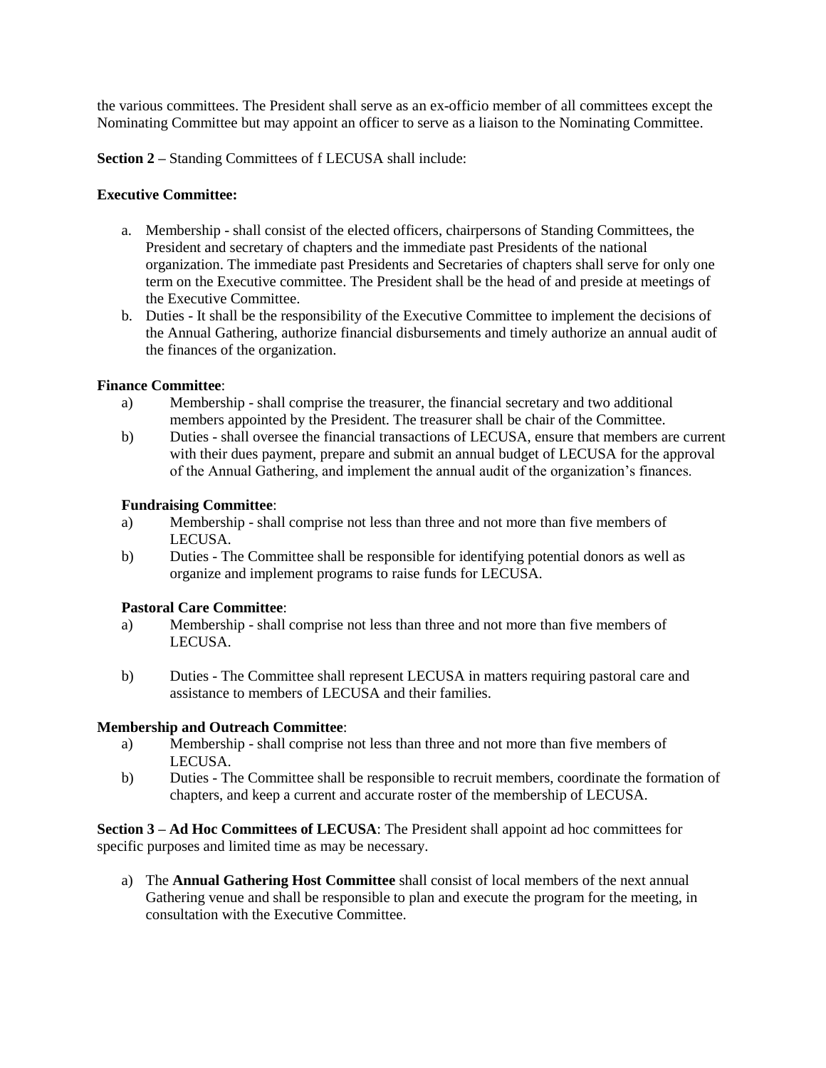the various committees. The President shall serve as an ex-officio member of all committees except the Nominating Committee but may appoint an officer to serve as a liaison to the Nominating Committee.

**Section 2 –** Standing Committees of f LECUSA shall include:

**Executive Committee:**

a. Membership - shall consist of the elected officers, chairpersons of Standing Committees, the President and secretary of chapters and the immediate past Presidents of the national organization. The immediate past Presidents and Secretaries of chapters shall serve for only one term on the Executive committee. The President shall be the head of and preside at meetings of the Executive Committee.
b. Duties - It shall be the responsibility of the Executive Committee to implement the decisions of the Annual Gathering, authorize financial disbursements and timely authorize an annual audit of the finances of the organization.

**Finance Committee**:

a) Membership - shall comprise the treasurer, the financial secretary and two additional members appointed by the President. The treasurer shall be chair of the Committee.
b) Duties - shall oversee the financial transactions of LECUSA, ensure that members are current with their dues payment, prepare and submit an annual budget of LECUSA for the approval of the Annual Gathering, and implement the annual audit of the organization's finances.

**Fundraising Committee**:

a) Membership - shall comprise not less than three and not more than five members of LECUSA.
b) Duties - The Committee shall be responsible for identifying potential donors as well as organize and implement programs to raise funds for LECUSA.

**Pastoral Care Committee**:

a) Membership - shall comprise not less than three and not more than five members of LECUSA.
b) Duties - The Committee shall represent LECUSA in matters requiring pastoral care and assistance to members of LECUSA and their families.

**Membership and Outreach Committee**:

a) Membership - shall comprise not less than three and not more than five members of LECUSA.
b) Duties - The Committee shall be responsible to recruit members, coordinate the formation of chapters, and keep a current and accurate roster of the membership of LECUSA.

**Section 3 – Ad Hoc Committees of LECUSA**: The President shall appoint ad hoc committees for specific purposes and limited time as may be necessary.

a) The **Annual Gathering Host Committee** shall consist of local members of the next annual Gathering venue and shall be responsible to plan and execute the program for the meeting, in consultation with the Executive Committee.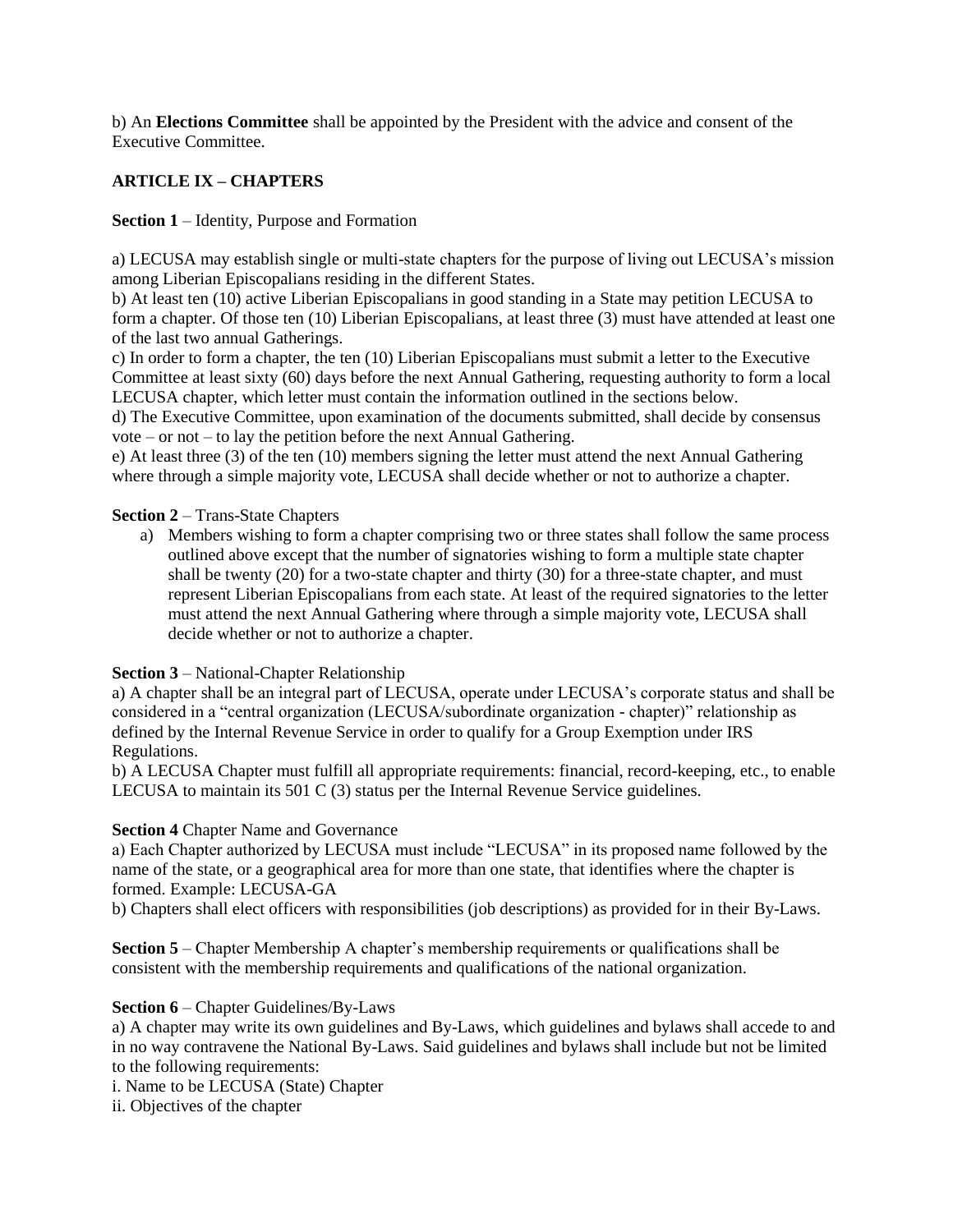b) An **Elections Committee** shall be appointed by the President with the advice and consent of the Executive Committee.

## ARTICLE IX – CHAPTERS

**Section 1** – Identity, Purpose and Formation

a) LECUSA may establish single or multi-state chapters for the purpose of living out LECUSA's mission among Liberian Episcopalians residing in the different States.
b) At least ten (10) active Liberian Episcopalians in good standing in a State may petition LECUSA to form a chapter. Of those ten (10) Liberian Episcopalians, at least three (3) must have attended at least one of the last two annual Gatherings.
c) In order to form a chapter, the ten (10) Liberian Episcopalians must submit a letter to the Executive Committee at least sixty (60) days before the next Annual Gathering, requesting authority to form a local LECUSA chapter, which letter must contain the information outlined in the sections below.
d) The Executive Committee, upon examination of the documents submitted, shall decide by consensus vote – or not – to lay the petition before the next Annual Gathering.
e) At least three (3) of the ten (10) members signing the letter must attend the next Annual Gathering where through a simple majority vote, LECUSA shall decide whether or not to authorize a chapter.

**Section 2** – Trans-State Chapters

a) Members wishing to form a chapter comprising two or three states shall follow the same process outlined above except that the number of signatories wishing to form a multiple state chapter shall be twenty (20) for a two-state chapter and thirty (30) for a three-state chapter, and must represent Liberian Episcopalians from each state. At least of the required signatories to the letter must attend the next Annual Gathering where through a simple majority vote, LECUSA shall decide whether or not to authorize a chapter.

**Section 3** – National-Chapter Relationship
a) A chapter shall be an integral part of LECUSA, operate under LECUSA's corporate status and shall be considered in a "central organization (LECUSA/subordinate organization - chapter)" relationship as defined by the Internal Revenue Service in order to qualify for a Group Exemption under IRS Regulations.
b) A LECUSA Chapter must fulfill all appropriate requirements: financial, record-keeping, etc., to enable LECUSA to maintain its 501 C (3) status per the Internal Revenue Service guidelines.

**Section 4** Chapter Name and Governance
a) Each Chapter authorized by LECUSA must include "LECUSA" in its proposed name followed by the name of the state, or a geographical area for more than one state, that identifies where the chapter is formed. Example: LECUSA-GA
b) Chapters shall elect officers with responsibilities (job descriptions) as provided for in their By-Laws.

**Section 5** – Chapter Membership A chapter's membership requirements or qualifications shall be consistent with the membership requirements and qualifications of the national organization.

**Section 6** – Chapter Guidelines/By-Laws
a) A chapter may write its own guidelines and By-Laws, which guidelines and bylaws shall accede to and in no way contravene the National By-Laws. Said guidelines and bylaws shall include but not be limited to the following requirements:
i. Name to be LECUSA (State) Chapter
ii. Objectives of the chapter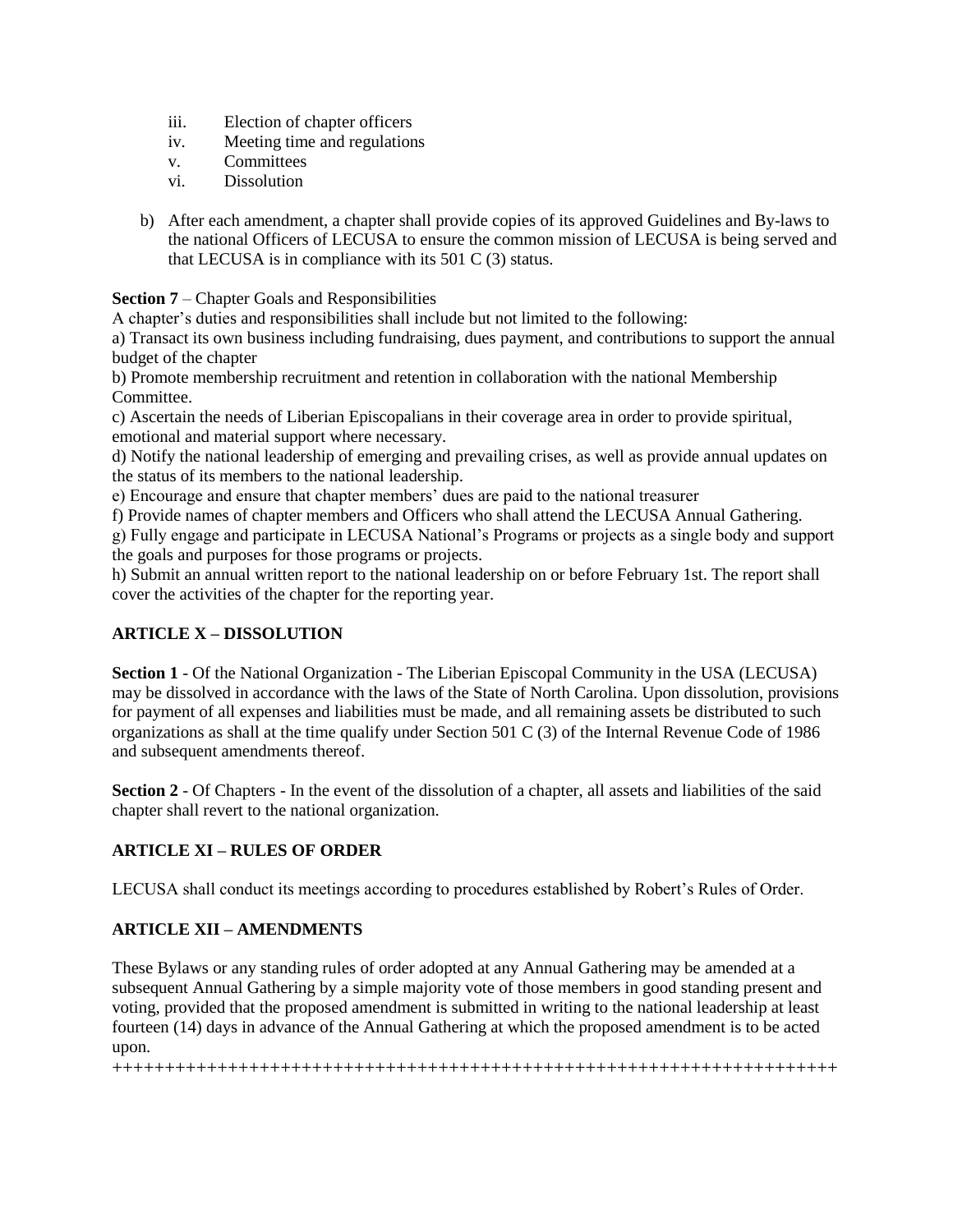iii. Election of chapter officers
iv. Meeting time and regulations
v. Committees
vi. Dissolution

b) After each amendment, a chapter shall provide copies of its approved Guidelines and By-laws to the national Officers of LECUSA to ensure the common mission of LECUSA is being served and that LECUSA is in compliance with its 501 C (3) status.

**Section 7** – Chapter Goals and Responsibilities
A chapter's duties and responsibilities shall include but not limited to the following:
a) Transact its own business including fundraising, dues payment, and contributions to support the annual budget of the chapter
b) Promote membership recruitment and retention in collaboration with the national Membership Committee.
c) Ascertain the needs of Liberian Episcopalians in their coverage area in order to provide spiritual, emotional and material support where necessary.
d) Notify the national leadership of emerging and prevailing crises, as well as provide annual updates on the status of its members to the national leadership.
e) Encourage and ensure that chapter members' dues are paid to the national treasurer
f) Provide names of chapter members and Officers who shall attend the LECUSA Annual Gathering.
g) Fully engage and participate in LECUSA National's Programs or projects as a single body and support the goals and purposes for those programs or projects.
h) Submit an annual written report to the national leadership on or before February 1st. The report shall cover the activities of the chapter for the reporting year.

## ARTICLE X – DISSOLUTION

**Section 1** - Of the National Organization - The Liberian Episcopal Community in the USA (LECUSA) may be dissolved in accordance with the laws of the State of North Carolina. Upon dissolution, provisions for payment of all expenses and liabilities must be made, and all remaining assets be distributed to such organizations as shall at the time qualify under Section 501 C (3) of the Internal Revenue Code of 1986 and subsequent amendments thereof.

**Section 2** - Of Chapters - In the event of the dissolution of a chapter, all assets and liabilities of the said chapter shall revert to the national organization.

## ARTICLE XI – RULES OF ORDER

LECUSA shall conduct its meetings according to procedures established by Robert's Rules of Order.

## ARTICLE XII – AMENDMENTS

These Bylaws or any standing rules of order adopted at any Annual Gathering may be amended at a subsequent Annual Gathering by a simple majority vote of those members in good standing present and voting, provided that the proposed amendment is submitted in writing to the national leadership at least fourteen (14) days in advance of the Annual Gathering at which the proposed amendment is to be acted upon.
++++++++++++++++++++++++++++++++++++++++++++++++++++++++++++++++++++++++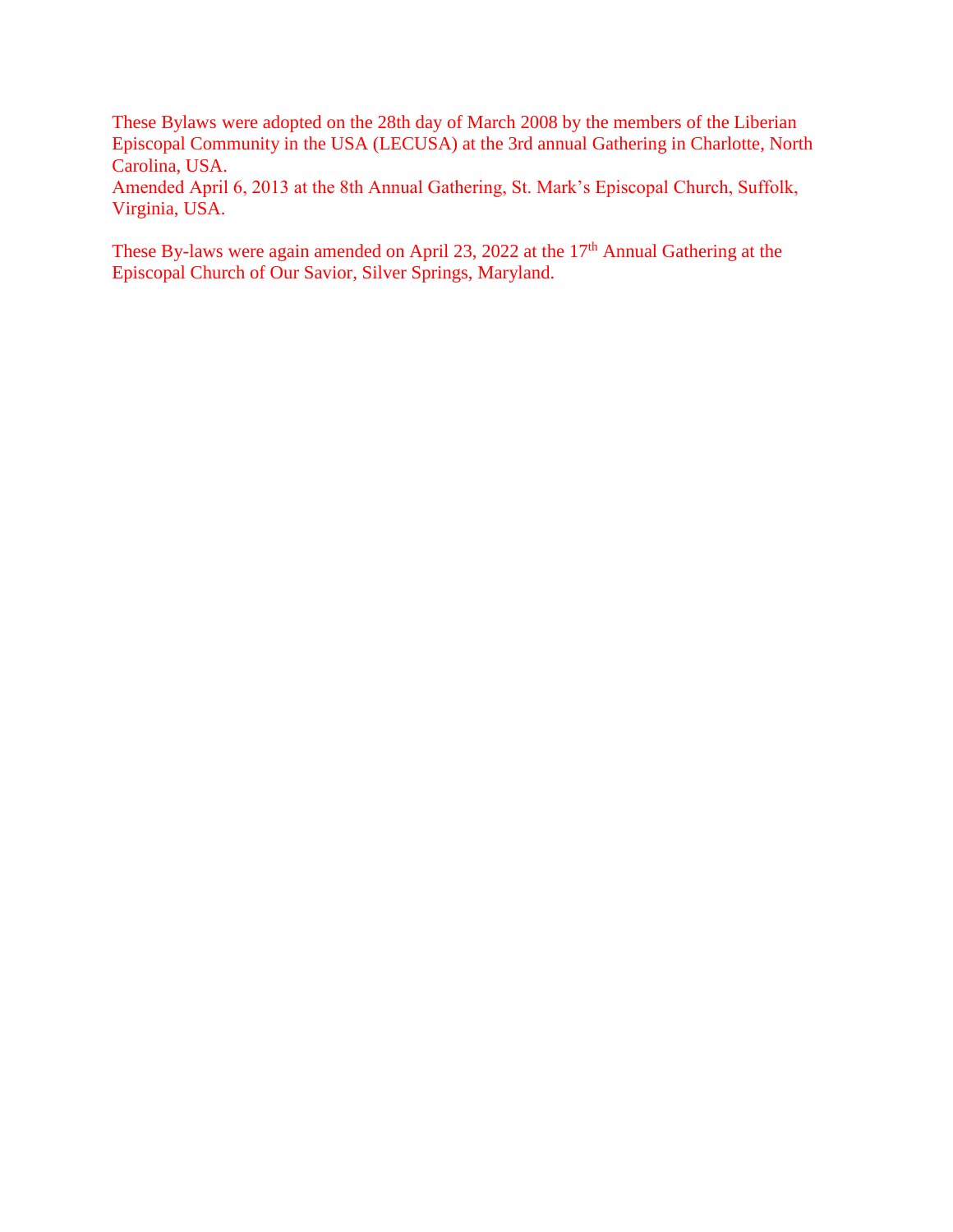These Bylaws were adopted on the 28th day of March 2008 by the members of the Liberian Episcopal Community in the USA (LECUSA) at the 3rd annual Gathering in Charlotte, North Carolina, USA.
Amended April 6, 2013 at the 8th Annual Gathering, St. Mark's Episcopal Church, Suffolk, Virginia, USA.

These By-laws were again amended on April 23, 2022 at the 17th Annual Gathering at the Episcopal Church of Our Savior, Silver Springs, Maryland.